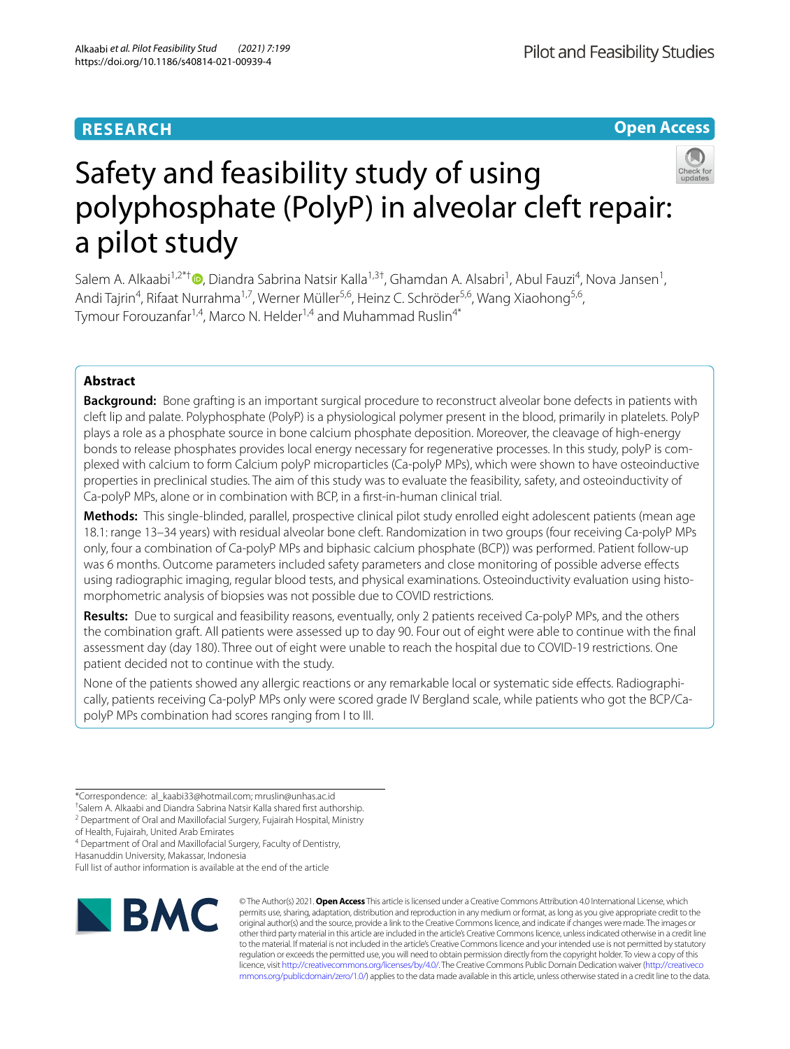RESEARCH

Open Access

# Safety and feasibility study of using polyphosphate (PolyP) in alveolar cleft repair: a pilot study

Salem A. Alkaabi[1,2*†], Diandra Sabrina Natsir Kalla[1,3†], Ghamdan A. Alsabri[1], Abul Fauzi[4], Nova Jansen[1], Andi Tajrin[4], Rifaat Nurrahma[1,7], Werner Müller[5,6], Heinz C. Schröder[5,6], Wang Xiaohong[5,6], Tymour Forouzanfar[1,4], Marco N. Helder[1,4] and Muhammad Ruslin[4*]

## Abstract

**Background:** Bone grafting is an important surgical procedure to reconstruct alveolar bone defects in patients with cleft lip and palate. Polyphosphate (PolyP) is a physiological polymer present in the blood, primarily in platelets. PolyP plays a role as a phosphate source in bone calcium phosphate deposition. Moreover, the cleavage of high-energy bonds to release phosphates provides local energy necessary for regenerative processes. In this study, polyP is complexed with calcium to form Calcium polyP microparticles (Ca-polyP MPs), which were shown to have osteoinductive properties in preclinical studies. The aim of this study was to evaluate the feasibility, safety, and osteoinductivity of Ca-polyP MPs, alone or in combination with BCP, in a first-in-human clinical trial.

**Methods:** This single-blinded, parallel, prospective clinical pilot study enrolled eight adolescent patients (mean age 18.1: range 13–34 years) with residual alveolar bone cleft. Randomization in two groups (four receiving Ca-polyP MPs only, four a combination of Ca-polyP MPs and biphasic calcium phosphate (BCP)) was performed. Patient follow-up was 6 months. Outcome parameters included safety parameters and close monitoring of possible adverse effects using radiographic imaging, regular blood tests, and physical examinations. Osteoinductivity evaluation using histomorphometric analysis of biopsies was not possible due to COVID restrictions.

**Results:** Due to surgical and feasibility reasons, eventually, only 2 patients received Ca-polyP MPs, and the others the combination graft. All patients were assessed up to day 90. Four out of eight were able to continue with the final assessment day (day 180). Three out of eight were unable to reach the hospital due to COVID-19 restrictions. One patient decided not to continue with the study.

None of the patients showed any allergic reactions or any remarkable local or systematic side effects. Radiographically, patients receiving Ca-polyP MPs only were scored grade IV Bergland scale, while patients who got the BCP/Ca-polyP MPs combination had scores ranging from I to III.

*Correspondence: al_kaabi33@hotmail.com; mruslin@unhas.ac.id

†Salem A. Alkaabi and Diandra Sabrina Natsir Kalla shared first authorship.

[2] Department of Oral and Maxillofacial Surgery, Fujairah Hospital, Ministry of Health, Fujairah, United Arab Emirates

[4] Department of Oral and Maxillofacial Surgery, Faculty of Dentistry, Hasanuddin University, Makassar, Indonesia

Full list of author information is available at the end of the article

© The Author(s) 2021. **Open Access** This article is licensed under a Creative Commons Attribution 4.0 International License, which permits use, sharing, adaptation, distribution and reproduction in any medium or format, as long as you give appropriate credit to the original author(s) and the source, provide a link to the Creative Commons licence, and indicate if changes were made. The images or other third party material in this article are included in the article's Creative Commons licence, unless indicated otherwise in a credit line to the material. If material is not included in the article's Creative Commons licence and your intended use is not permitted by statutory regulation or exceeds the permitted use, you will need to obtain permission directly from the copyright holder. To view a copy of this licence, visit http://creativecommons.org/licenses/by/4.0/. The Creative Commons Public Domain Dedication waiver (http://creativecommons.org/publicdomain/zero/1.0/) applies to the data made available in this article, unless otherwise stated in a credit line to the data.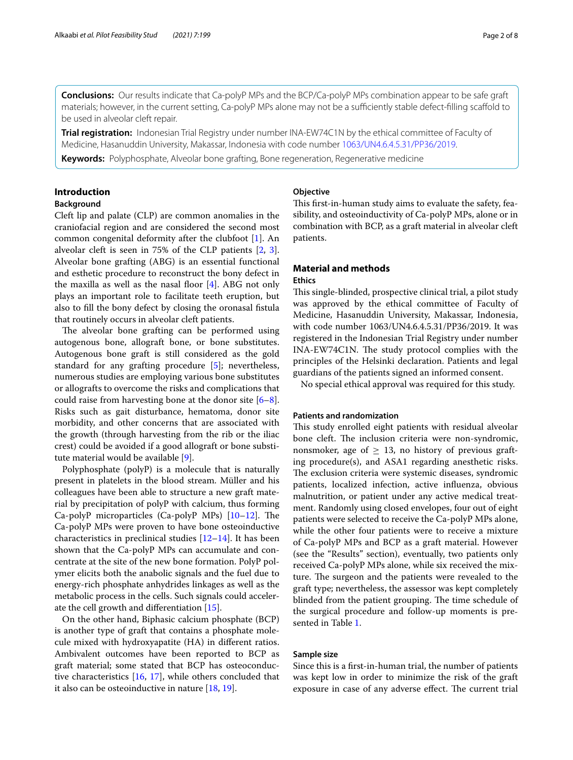**Conclusions:** Our results indicate that Ca-polyP MPs and the BCP/Ca-polyP MPs combination appear to be safe graft materials; however, in the current setting, Ca-polyP MPs alone may not be a sufficiently stable defect-filling scaffold to be used in alveolar cleft repair.

**Trial registration:** Indonesian Trial Registry under number INA-EW74C1N by the ethical committee of Faculty of Medicine, Hasanuddin University, Makassar, Indonesia with code number 1063/UN4.6.4.5.31/PP36/2019.

**Keywords:** Polyphosphate, Alveolar bone grafting, Bone regeneration, Regenerative medicine

## Introduction

### Background

Cleft lip and palate (CLP) are common anomalies in the craniofacial region and are considered the second most common congenital deformity after the clubfoot [1]. An alveolar cleft is seen in 75% of the CLP patients [2, 3]. Alveolar bone grafting (ABG) is an essential functional and esthetic procedure to reconstruct the bony defect in the maxilla as well as the nasal floor [4]. ABG not only plays an important role to facilitate teeth eruption, but also to fill the bony defect by closing the oronasal fistula that routinely occurs in alveolar cleft patients.

The alveolar bone grafting can be performed using autogenous bone, allograft bone, or bone substitutes. Autogenous bone graft is still considered as the gold standard for any grafting procedure [5]; nevertheless, numerous studies are employing various bone substitutes or allografts to overcome the risks and complications that could raise from harvesting bone at the donor site [6–8]. Risks such as gait disturbance, hematoma, donor site morbidity, and other concerns that are associated with the growth (through harvesting from the rib or the iliac crest) could be avoided if a good allograft or bone substitute material would be available [9].

Polyphosphate (polyP) is a molecule that is naturally present in platelets in the blood stream. Müller and his colleagues have been able to structure a new graft material by precipitation of polyP with calcium, thus forming Ca-polyP microparticles (Ca-polyP MPs) [10–12]. The Ca-polyP MPs were proven to have bone osteoinductive characteristics in preclinical studies [12–14]. It has been shown that the Ca-polyP MPs can accumulate and concentrate at the site of the new bone formation. PolyP polymer elicits both the anabolic signals and the fuel due to energy-rich phosphate anhydrides linkages as well as the metabolic process in the cells. Such signals could accelerate the cell growth and differentiation [15].

On the other hand, Biphasic calcium phosphate (BCP) is another type of graft that contains a phosphate molecule mixed with hydroxyapatite (HA) in different ratios. Ambivalent outcomes have been reported to BCP as graft material; some stated that BCP has osteoconductive characteristics [16, 17], while others concluded that it also can be osteoinductive in nature [18, 19].

### Objective

This first-in-human study aims to evaluate the safety, feasibility, and osteoinductivity of Ca-polyP MPs, alone or in combination with BCP, as a graft material in alveolar cleft patients.

## Material and methods

### Ethics

This single-blinded, prospective clinical trial, a pilot study was approved by the ethical committee of Faculty of Medicine, Hasanuddin University, Makassar, Indonesia, with code number 1063/UN4.6.4.5.31/PP36/2019. It was registered in the Indonesian Trial Registry under number INA-EW74C1N. The study protocol complies with the principles of the Helsinki declaration. Patients and legal guardians of the patients signed an informed consent.

No special ethical approval was required for this study.

### Patients and randomization

This study enrolled eight patients with residual alveolar bone cleft. The inclusion criteria were non-syndromic, nonsmoker, age of $\geq$ 13, no history of previous grafting procedure(s), and ASA1 regarding anesthetic risks. The exclusion criteria were systemic diseases, syndromic patients, localized infection, active influenza, obvious malnutrition, or patient under any active medical treatment. Randomly using closed envelopes, four out of eight patients were selected to receive the Ca-polyP MPs alone, while the other four patients were to receive a mixture of Ca-polyP MPs and BCP as a graft material. However (see the "Results" section), eventually, two patients only received Ca-polyP MPs alone, while six received the mixture. The surgeon and the patients were revealed to the graft type; nevertheless, the assessor was kept completely blinded from the patient grouping. The time schedule of the surgical procedure and follow-up moments is presented in Table 1.

### Sample size

Since this is a first-in-human trial, the number of patients was kept low in order to minimize the risk of the graft exposure in case of any adverse effect. The current trial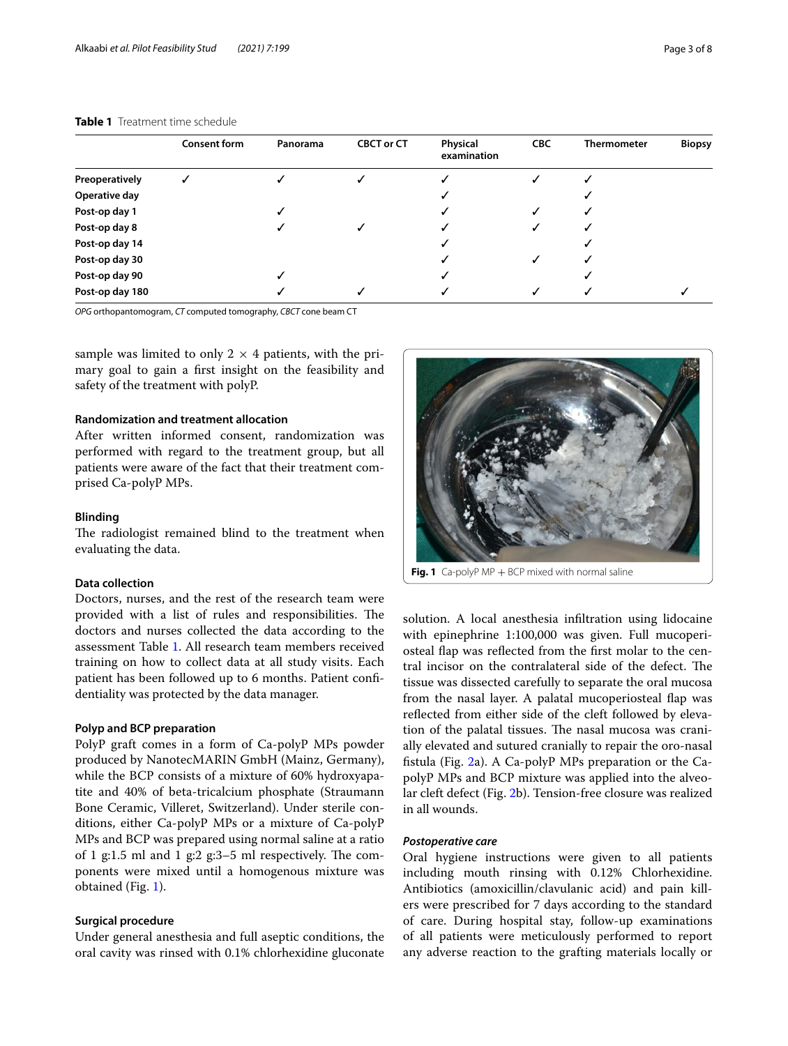**Table 1** Treatment time schedule

| | Consent form | Panorama | CBCT or CT | Physical examination | CBC | Thermometer | Biopsy |
|---|---|---|---|---|---|---|---|
| **Preoperatively** | ✓ | ✓ | ✓ | ✓ | ✓ | ✓ | |
| **Operative day** | | | | ✓ | | ✓ | |
| **Post-op day 1** | | ✓ | | ✓ | ✓ | ✓ | |
| **Post-op day 8** | | ✓ | ✓ | ✓ | ✓ | ✓ | |
| **Post-op day 14** | | | | ✓ | | ✓ | |
| **Post-op day 30** | | | | ✓ | ✓ | ✓ | |
| **Post-op day 90** | | ✓ | | ✓ | | ✓ | |
| **Post-op day 180** | | ✓ | ✓ | ✓ | ✓ | ✓ | ✓ |

*OPG* orthopantomogram, *CT* computed tomography, *CBCT* cone beam CT

sample was limited to only 2 × 4 patients, with the primary goal to gain a first insight on the feasibility and safety of the treatment with polyP.

#### Randomization and treatment allocation

After written informed consent, randomization was performed with regard to the treatment group, but all patients were aware of the fact that their treatment comprised Ca-polyP MPs.

#### Blinding

The radiologist remained blind to the treatment when evaluating the data.

#### Data collection

Doctors, nurses, and the rest of the research team were provided with a list of rules and responsibilities. The doctors and nurses collected the data according to the assessment Table 1. All research team members received training on how to collect data at all study visits. Each patient has been followed up to 6 months. Patient confidentiality was protected by the data manager.

#### Polyp and BCP preparation

PolyP graft comes in a form of Ca-polyP MPs powder produced by NanotecMARIN GmbH (Mainz, Germany), while the BCP consists of a mixture of 60% hydroxyapatite and 40% of beta-tricalcium phosphate (Straumann Bone Ceramic, Villeret, Switzerland). Under sterile conditions, either Ca-polyP MPs or a mixture of Ca-polyP MPs and BCP was prepared using normal saline at a ratio of 1 g:1.5 ml and 1 g:2 g:3–5 ml respectively. The components were mixed until a homogenous mixture was obtained (Fig. 1).

**Fig. 1** Ca-polyP MP + BCP mixed with normal saline

#### Surgical procedure

Under general anesthesia and full aseptic conditions, the oral cavity was rinsed with 0.1% chlorhexidine gluconate solution. A local anesthesia infiltration using lidocaine with epinephrine 1:100,000 was given. Full mucoperiosteal flap was reflected from the first molar to the central incisor on the contralateral side of the defect. The tissue was dissected carefully to separate the oral mucosa from the nasal layer. A palatal mucoperiosteal flap was reflected from either side of the cleft followed by elevation of the palatal tissues. The nasal mucosa was cranially elevated and sutured cranially to repair the oro-nasal fistula (Fig. 2a). A Ca-polyP MPs preparation or the Ca-polyP MPs and BCP mixture was applied into the alveolar cleft defect (Fig. 2b). Tension-free closure was realized in all wounds.

#### *Postoperative care*

Oral hygiene instructions were given to all patients including mouth rinsing with 0.12% Chlorhexidine. Antibiotics (amoxicillin/clavulanic acid) and pain killers were prescribed for 7 days according to the standard of care. During hospital stay, follow-up examinations of all patients were meticulously performed to report any adverse reaction to the grafting materials locally or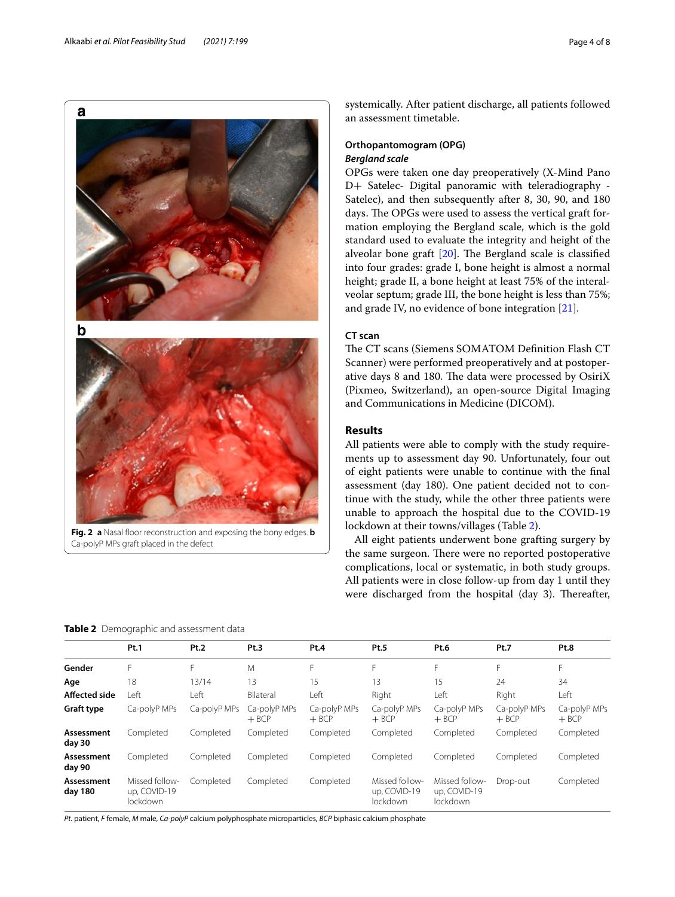Fig. 2 **a** Nasal floor reconstruction and exposing the bony edges. **b** Ca-polyP MPs graft placed in the defect

systemically. After patient discharge, all patients followed an assessment timetable.

### Orthopantomogram (OPG)

#### *Bergland scale*

OPGs were taken one day preoperatively (X-Mind Pano D+ Satelec- Digital panoramic with teleradiography - Satelec), and then subsequently after 8, 30, 90, and 180 days. The OPGs were used to assess the vertical graft formation employing the Bergland scale, which is the gold standard used to evaluate the integrity and height of the alveolar bone graft [20]. The Bergland scale is classified into four grades: grade I, bone height is almost a normal height; grade II, a bone height at least 75% of the interalveolar septum; grade III, the bone height is less than 75%; and grade IV, no evidence of bone integration [21].

### CT scan

The CT scans (Siemens SOMATOM Definition Flash CT Scanner) were performed preoperatively and at postoperative days 8 and 180. The data were processed by OsiriX (Pixmeo, Switzerland), an open-source Digital Imaging and Communications in Medicine (DICOM).

## Results

All patients were able to comply with the study requirements up to assessment day 90. Unfortunately, four out of eight patients were unable to continue with the final assessment (day 180). One patient decided not to continue with the study, while the other three patients were unable to approach the hospital due to the COVID-19 lockdown at their towns/villages (Table 2).

All eight patients underwent bone grafting surgery by the same surgeon. There were no reported postoperative complications, local or systematic, in both study groups. All patients were in close follow-up from day 1 until they were discharged from the hospital (day 3). Thereafter,

**Table 2** Demographic and assessment data

| | Pt.1 | Pt.2 | Pt.3 | Pt.4 | Pt.5 | Pt.6 | Pt.7 | Pt.8 |
|---|---|---|---|---|---|---|---|---|
| **Gender** | F | F | M | F | F | F | F | F |
| **Age** | 18 | 13/14 | 13 | 15 | 13 | 15 | 24 | 34 |
| **Affected side** | Left | Left | Bilateral | Left | Right | Left | Right | Left |
| **Graft type** | Ca-polyP MPs | Ca-polyP MPs | Ca-polyP MPs + BCP | Ca-polyP MPs + BCP | Ca-polyP MPs + BCP | Ca-polyP MPs + BCP | Ca-polyP MPs + BCP | Ca-polyP MPs + BCP |
| **Assessment day 30** | Completed | Completed | Completed | Completed | Completed | Completed | Completed | Completed |
| **Assessment day 90** | Completed | Completed | Completed | Completed | Completed | Completed | Completed | Completed |
| **Assessment day 180** | Missed follow-up, COVID-19 lockdown | Completed | Completed | Completed | Missed follow-up, COVID-19 lockdown | Missed follow-up, COVID-19 lockdown | Drop-out | Completed |

*Pt.* patient, *F* female, *M* male, *Ca-polyP* calcium polyphosphate microparticles, *BCP* biphasic calcium phosphate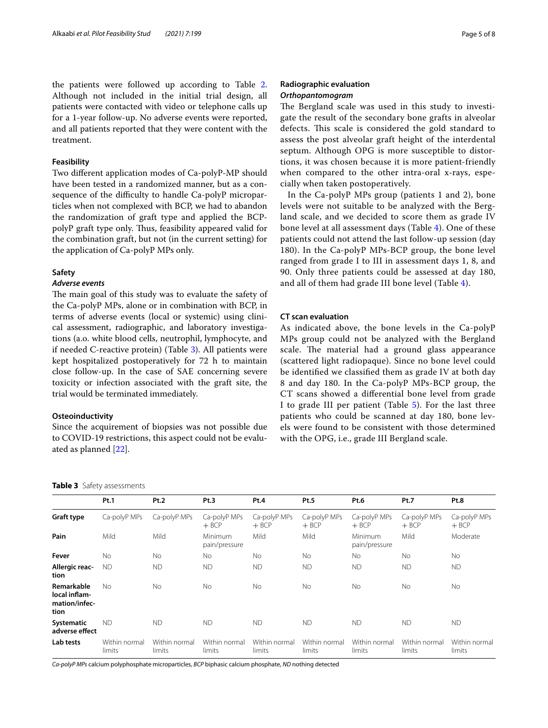the patients were followed up according to Table 2. Although not included in the initial trial design, all patients were contacted with video or telephone calls up for a 1-year follow-up. No adverse events were reported, and all patients reported that they were content with the treatment.

### Feasibility

Two different application modes of Ca-polyP-MP should have been tested in a randomized manner, but as a consequence of the difficulty to handle Ca-polyP microparticles when not complexed with BCP, we had to abandon the randomization of graft type and applied the BCP-polyP graft type only. Thus, feasibility appeared valid for the combination graft, but not (in the current setting) for the application of Ca-polyP MPs only.

### Safety

#### *Adverse events*

The main goal of this study was to evaluate the safety of the Ca-polyP MPs, alone or in combination with BCP, in terms of adverse events (local or systemic) using clinical assessment, radiographic, and laboratory investigations (a.o. white blood cells, neutrophil, lymphocyte, and if needed C-reactive protein) (Table 3). All patients were kept hospitalized postoperatively for 72 h to maintain close follow-up. In the case of SAE concerning severe toxicity or infection associated with the graft site, the trial would be terminated immediately.

### Osteoinductivity

Since the acquirement of biopsies was not possible due to COVID-19 restrictions, this aspect could not be evaluated as planned [22].

### Radiographic evaluation

#### *Orthopantomogram*

The Bergland scale was used in this study to investigate the result of the secondary bone grafts in alveolar defects. This scale is considered the gold standard to assess the post alveolar graft height of the interdental septum. Although OPG is more susceptible to distortions, it was chosen because it is more patient-friendly when compared to the other intra-oral x-rays, especially when taken postoperatively.

In the Ca-polyP MPs group (patients 1 and 2), bone levels were not suitable to be analyzed with the Bergland scale, and we decided to score them as grade IV bone level at all assessment days (Table 4). One of these patients could not attend the last follow-up session (day 180). In the Ca-polyP MPs-BCP group, the bone level ranged from grade I to III in assessment days 1, 8, and 90. Only three patients could be assessed at day 180, and all of them had grade III bone level (Table 4).

### CT scan evaluation

As indicated above, the bone levels in the Ca-polyP MPs group could not be analyzed with the Bergland scale. The material had a ground glass appearance (scattered light radiopaque). Since no bone level could be identified we classified them as grade IV at both day 8 and day 180. In the Ca-polyP MPs-BCP group, the CT scans showed a differential bone level from grade I to grade III per patient (Table 5). For the last three patients who could be scanned at day 180, bone levels were found to be consistent with those determined with the OPG, i.e., grade III Bergland scale.

**Table 3** Safety assessments

| | Pt.1 | Pt.2 | Pt.3 | Pt.4 | Pt.5 | Pt.6 | Pt.7 | Pt.8 |
|---|---|---|---|---|---|---|---|---|
| **Graft type** | Ca-polyP MPs | Ca-polyP MPs | Ca-polyP MPs + BCP | Ca-polyP MPs + BCP | Ca-polyP MPs + BCP | Ca-polyP MPs + BCP | Ca-polyP MPs + BCP | Ca-polyP MPs + BCP |
| **Pain** | Mild | Mild | Minimum pain/pressure | Mild | Mild | Minimum pain/pressure | Mild | Moderate |
| **Fever** | No | No | No | No | No | No | No | No |
| **Allergic reaction** | ND | ND | ND | ND | ND | ND | ND | ND |
| **Remarkable local inflammation/infection** | No | No | No | No | No | No | No | No |
| **Systematic adverse effect** | ND | ND | ND | ND | ND | ND | ND | ND |
| **Lab tests** | Within normal limits | Within normal limits | Within normal limits | Within normal limits | Within normal limits | Within normal limits | Within normal limits | Within normal limits |

*Ca-polyP MPs* calcium polyphosphate microparticles, *BCP* biphasic calcium phosphate, *ND* nothing detected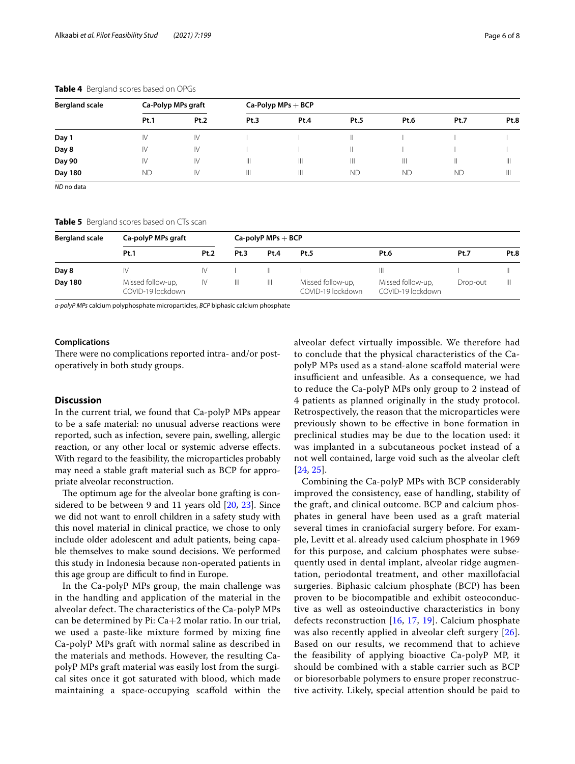**Table 4** Bergland scores based on OPGs

| Bergland scale | Ca-Polyp MPs graft | | Ca-Polyp MPs + BCP | | | | | |
|---|---|---|---|---|---|---|---|---|
| | Pt.1 | Pt.2 | Pt.3 | Pt.4 | Pt.5 | Pt.6 | Pt.7 | Pt.8 |
| Day 1 | IV | IV | I | I | II | I | I | I |
| Day 8 | IV | IV | I | I | II | I | I | I |
| Day 90 | IV | IV | III | III | III | III | II | III |
| Day 180 | ND | IV | III | III | ND | ND | ND | III |

*ND* no data

**Table 5** Bergland scores based on CTs scan

| Bergland scale | Ca-polyP MPs graft | | Ca-polyP MPs + BCP | | | | | |
|---|---|---|---|---|---|---|---|---|
| | Pt.1 | Pt.2 | Pt.3 | Pt.4 | Pt.5 | Pt.6 | Pt.7 | Pt.8 |
| Day 8 | IV | IV | I | II | I | III | I | II |
| Day 180 | Missed follow-up, COVID-19 lockdown | IV | III | III | Missed follow-up, COVID-19 lockdown | Missed follow-up, COVID-19 lockdown | Drop-out | III |

*a-polyP MPs* calcium polyphosphate microparticles, *BCP* biphasic calcium phosphate

### Complications

There were no complications reported intra- and/or post-operatively in both study groups.

## Discussion

In the current trial, we found that Ca-polyP MPs appear to be a safe material: no unusual adverse reactions were reported, such as infection, severe pain, swelling, allergic reaction, or any other local or systemic adverse effects. With regard to the feasibility, the microparticles probably may need a stable graft material such as BCP for appropriate alveolar reconstruction.

The optimum age for the alveolar bone grafting is considered to be between 9 and 11 years old [20, 23]. Since we did not want to enroll children in a safety study with this novel material in clinical practice, we chose to only include older adolescent and adult patients, being capable themselves to make sound decisions. We performed this study in Indonesia because non-operated patients in this age group are difficult to find in Europe.

In the Ca-polyP MPs group, the main challenge was in the handling and application of the material in the alveolar defect. The characteristics of the Ca-polyP MPs can be determined by Pi: Ca+2 molar ratio. In our trial, we used a paste-like mixture formed by mixing fine Ca-polyP MPs graft with normal saline as described in the materials and methods. However, the resulting Ca-polyP MPs graft material was easily lost from the surgical sites once it got saturated with blood, which made maintaining a space-occupying scaffold within the alveolar defect virtually impossible. We therefore had to conclude that the physical characteristics of the Ca-polyP MPs used as a stand-alone scaffold material were insufficient and unfeasible. As a consequence, we had to reduce the Ca-polyP MPs only group to 2 instead of 4 patients as planned originally in the study protocol. Retrospectively, the reason that the microparticles were previously shown to be effective in bone formation in preclinical studies may be due to the location used: it was implanted in a subcutaneous pocket instead of a not well contained, large void such as the alveolar cleft [24, 25].

Combining the Ca-polyP MPs with BCP considerably improved the consistency, ease of handling, stability of the graft, and clinical outcome. BCP and calcium phosphates in general have been used as a graft material several times in craniofacial surgery before. For example, Levitt et al. already used calcium phosphate in 1969 for this purpose, and calcium phosphates were subsequently used in dental implant, alveolar ridge augmentation, periodontal treatment, and other maxillofacial surgeries. Biphasic calcium phosphate (BCP) has been proven to be biocompatible and exhibit osteoconductive as well as osteoinductive characteristics in bony defects reconstruction [16, 17, 19]. Calcium phosphate was also recently applied in alveolar cleft surgery [26]. Based on our results, we recommend that to achieve the feasibility of applying bioactive Ca-polyP MP, it should be combined with a stable carrier such as BCP or bioresorbable polymers to ensure proper reconstructive activity. Likely, special attention should be paid to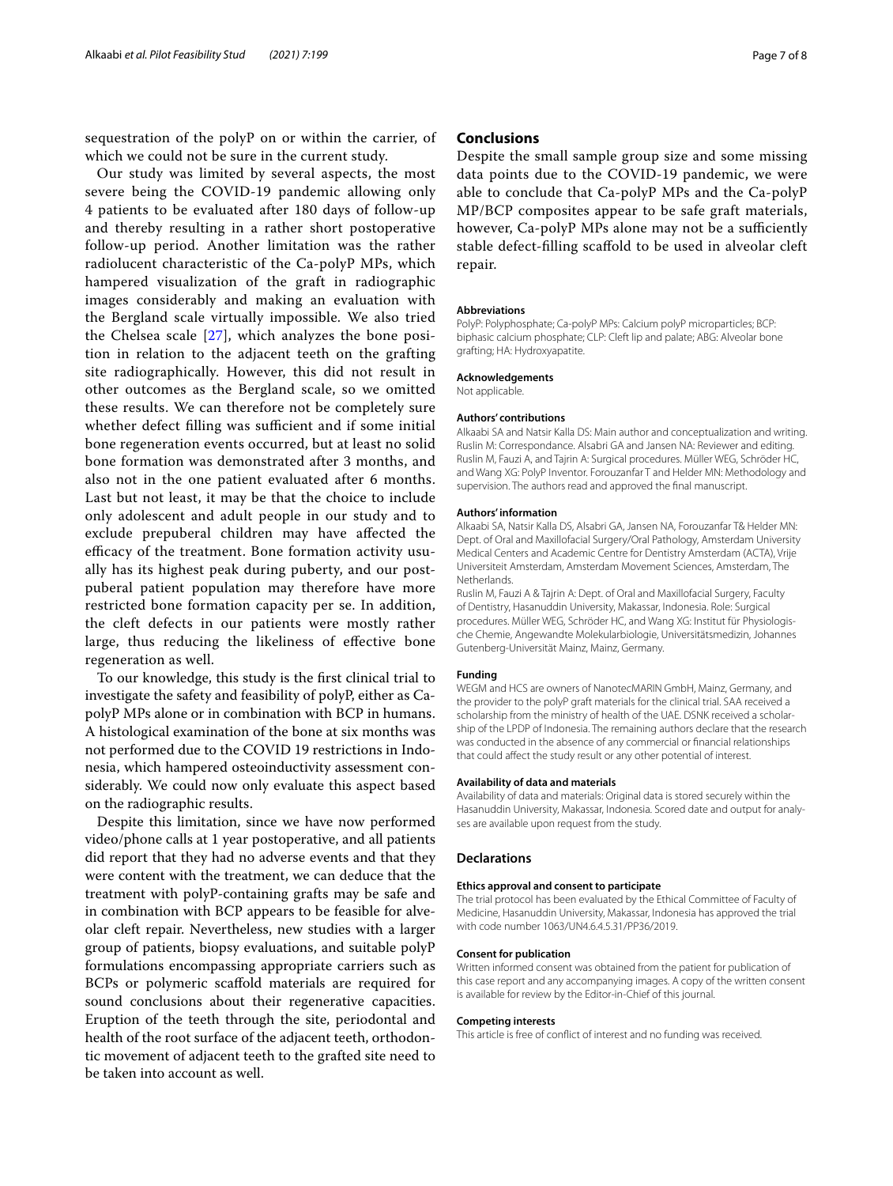sequestration of the polyP on or within the carrier, of which we could not be sure in the current study.

Our study was limited by several aspects, the most severe being the COVID-19 pandemic allowing only 4 patients to be evaluated after 180 days of follow-up and thereby resulting in a rather short postoperative follow-up period. Another limitation was the rather radiolucent characteristic of the Ca-polyP MPs, which hampered visualization of the graft in radiographic images considerably and making an evaluation with the Bergland scale virtually impossible. We also tried the Chelsea scale [27], which analyzes the bone position in relation to the adjacent teeth on the grafting site radiographically. However, this did not result in other outcomes as the Bergland scale, so we omitted these results. We can therefore not be completely sure whether defect filling was sufficient and if some initial bone regeneration events occurred, but at least no solid bone formation was demonstrated after 3 months, and also not in the one patient evaluated after 6 months. Last but not least, it may be that the choice to include only adolescent and adult people in our study and to exclude prepuberal children may have affected the efficacy of the treatment. Bone formation activity usually has its highest peak during puberty, and our postpuberal patient population may therefore have more restricted bone formation capacity per se. In addition, the cleft defects in our patients were mostly rather large, thus reducing the likeliness of effective bone regeneration as well.

To our knowledge, this study is the first clinical trial to investigate the safety and feasibility of polyP, either as Ca-polyP MPs alone or in combination with BCP in humans. A histological examination of the bone at six months was not performed due to the COVID 19 restrictions in Indonesia, which hampered osteoinductivity assessment considerably. We could now only evaluate this aspect based on the radiographic results.

Despite this limitation, since we have now performed video/phone calls at 1 year postoperative, and all patients did report that they had no adverse events and that they were content with the treatment, we can deduce that the treatment with polyP-containing grafts may be safe and in combination with BCP appears to be feasible for alveolar cleft repair. Nevertheless, new studies with a larger group of patients, biopsy evaluations, and suitable polyP formulations encompassing appropriate carriers such as BCPs or polymeric scaffold materials are required for sound conclusions about their regenerative capacities. Eruption of the teeth through the site, periodontal and health of the root surface of the adjacent teeth, orthodontic movement of adjacent teeth to the grafted site need to be taken into account as well.

## Conclusions

Despite the small sample group size and some missing data points due to the COVID-19 pandemic, we were able to conclude that Ca-polyP MPs and the Ca-polyP MP/BCP composites appear to be safe graft materials, however, Ca-polyP MPs alone may not be a sufficiently stable defect-filling scaffold to be used in alveolar cleft repair.

#### Abbreviations

PolyP: Polyphosphate; Ca-polyP MPs: Calcium polyP microparticles; BCP: biphasic calcium phosphate; CLP: Cleft lip and palate; ABG: Alveolar bone grafting; HA: Hydroxyapatite.

#### Acknowledgements

Not applicable.

#### Authors' contributions

Alkaabi SA and Natsir Kalla DS: Main author and conceptualization and writing. Ruslin M: Correspondance. Alsabri GA and Jansen NA: Reviewer and editing. Ruslin M, Fauzi A, and Tajrin A: Surgical procedures. Müller WEG, Schröder HC, and Wang XG: PolyP Inventor. Forouzanfar T and Helder MN: Methodology and supervision. The authors read and approved the final manuscript.

#### Authors' information

Alkaabi SA, Natsir Kalla DS, Alsabri GA, Jansen NA, Forouzanfar T& Helder MN: Dept. of Oral and Maxillofacial Surgery/Oral Pathology, Amsterdam University Medical Centers and Academic Centre for Dentistry Amsterdam (ACTA), Vrije Universiteit Amsterdam, Amsterdam Movement Sciences, Amsterdam, The Netherlands.

Ruslin M, Fauzi A & Tajrin A: Dept. of Oral and Maxillofacial Surgery, Faculty of Dentistry, Hasanuddin University, Makassar, Indonesia. Role: Surgical procedures. Müller WEG, Schröder HC, and Wang XG: Institut für Physiologische Chemie, Angewandte Molekularbiologie, Universitätsmedizin, Johannes Gutenberg-Universität Mainz, Mainz, Germany.

#### Funding

WEGM and HCS are owners of NanotecMARIN GmbH, Mainz, Germany, and the provider to the polyP graft materials for the clinical trial. SAA received a scholarship from the ministry of health of the UAE. DSNK received a scholarship of the LPDP of Indonesia. The remaining authors declare that the research was conducted in the absence of any commercial or financial relationships that could affect the study result or any other potential of interest.

#### Availability of data and materials

Availability of data and materials: Original data is stored securely within the Hasanuddin University, Makassar, Indonesia. Scored date and output for analyses are available upon request from the study.

## Declarations

#### Ethics approval and consent to participate

The trial protocol has been evaluated by the Ethical Committee of Faculty of Medicine, Hasanuddin University, Makassar, Indonesia has approved the trial with code number 1063/UN4.6.4.5.31/PP36/2019.

#### Consent for publication

Written informed consent was obtained from the patient for publication of this case report and any accompanying images. A copy of the written consent is available for review by the Editor-in-Chief of this journal.

#### Competing interests

This article is free of conflict of interest and no funding was received.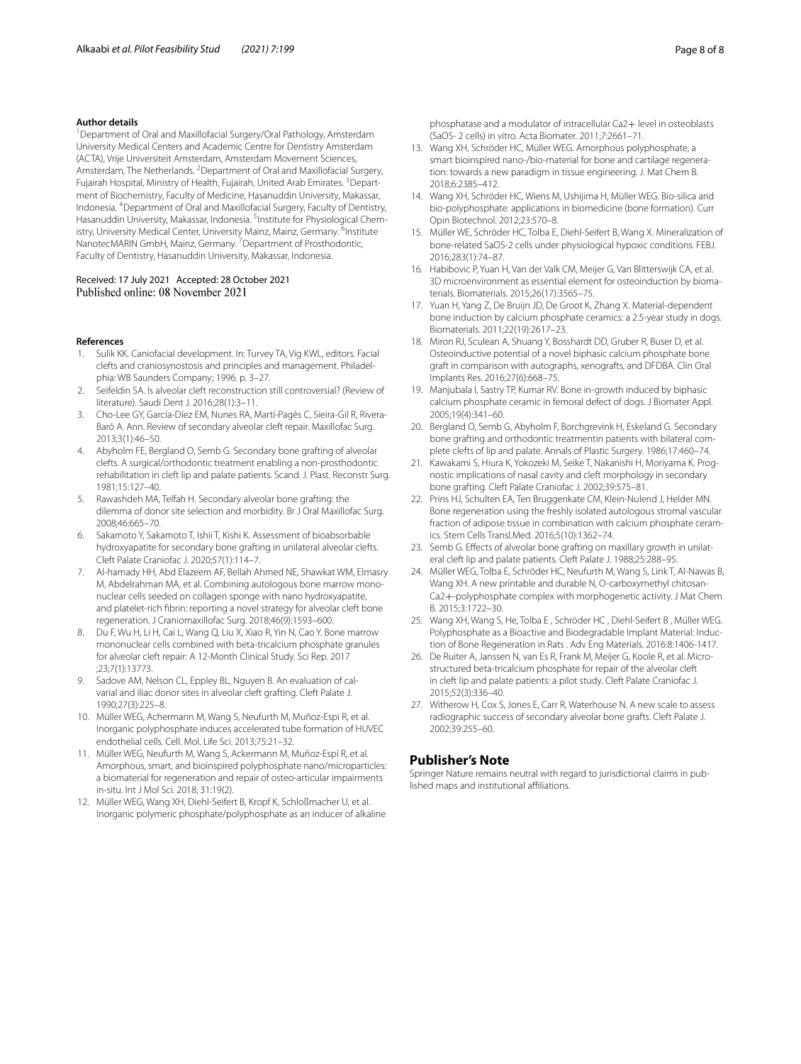#### Author details

[1]Department of Oral and Maxillofacial Surgery/Oral Pathology, Amsterdam University Medical Centers and Academic Centre for Dentistry Amsterdam (ACTA), Vrije Universiteit Amsterdam, Amsterdam Movement Sciences, Amsterdam, The Netherlands. [2]Department of Oral and Maxillofacial Surgery, Fujairah Hospital, Ministry of Health, Fujairah, United Arab Emirates. [3]Department of Biochemistry, Faculty of Medicine, Hasanuddin University, Makassar, Indonesia. [4]Department of Oral and Maxillofacial Surgery, Faculty of Dentistry, Hasanuddin University, Makassar, Indonesia. [5]Institute for Physiological Chemistry, University Medical Center, University Mainz, Mainz, Germany. [6]Institute NanotecMARIN GmbH, Mainz, Germany. [7]Department of Prosthodontic, Faculty of Dentistry, Hasanuddin University, Makassar, Indonesia.

Received: 17 July 2021 Accepted: 28 October 2021
Published online: 08 November 2021

#### References

1. Sulik KK. Caniofacial development. In: Turvey TA, Vig KWL, editors. Facial clefts and craniosynostosis and principles and management. Philadelphia: WB Saunders Company; 1996. p. 3–27.
2. Seifeldin SA. Is alveolar cleft reconstruction still controversial? (Review of literature). Saudi Dent J. 2016;28(1):3–11.
3. Cho-Lee GY, García-Díez EM, Nunes RA, Martí-Pagès C, Sieira-Gil R, Rivera-Baró A. Ann. Review of secondary alveolar cleft repair. Maxillofac Surg. 2013;3(1):46–50.
4. Abyholm FE, Bergland O, Semb G. Secondary bone grafting of alveolar clefts. A surgical/orthodontic treatment enabling a non-prosthodontic rehabilitation in cleft lip and palate patients. Scand. J. Plast. Reconstr Surg. 1981;15:127–40.
5. Rawashdeh MA, Telfah H. Secondary alveolar bone grafting: the dilemma of donor site selection and morbidity. Br J Oral Maxillofac Surg. 2008;46:665–70.
6. Sakamoto Y, Sakamoto T, Ishii T, Kishi K. Assessment of bioabsorbable hydroxyapatite for secondary bone grafting in unilateral alveolar clefts. Cleft Palate Craniofac J. 2020;57(1):114–7.
7. Al-hamady HH, Abd Elazeem AF, Bellah Ahmed NE, Shawkat WM, Elmasry M, Abdelrahman MA, et al. Combining autologous bone marrow mononuclear cells seeded on collagen sponge with nano hydroxyapatite, and platelet-rich fibrin: reporting a novel strategy for alveolar cleft bone regeneration. J Craniomaxillofac Surg. 2018;46(9):1593–600.
8. Du F, Wu H, Li H, Cai L, Wang Q, Liu X, Xiao R, Yin N, Cao Y. Bone marrow mononuclear cells combined with beta-tricalcium phosphate granules for alveolar cleft repair: A 12-Month Clinical Study. Sci Rep. 2017 ;23;7(1):13773.
9. Sadove AM, Nelson CL, Eppley BL, Nguyen B. An evaluation of calvarial and iliac donor sites in alveolar cleft grafting. Cleft Palate J. 1990;27(3):225–8.
10. Müller WEG, Achermann M, Wang S, Neufurth M, Muñoz-Espi R, et al. Inorganic polyphosphate induces accelerated tube formation of HUVEC endothelial cells. Cell. Mol. Life Sci. 2013;75:21–32.
11. Müller WEG, Neufurth M, Wang S, Ackermann M, Muñoz-Espí R, et al. Amorphous, smart, and bioinspired polyphosphate nano/microparticles: a biomaterial for regeneration and repair of osteo-articular impairments in-situ. Int J Mol Sci. 2018; 31:19(2).
12. Müller WEG, Wang XH, Diehl-Seifert B, Kropf K, Schloßmacher U, et al. Inorganic polymeric phosphate/polyphosphate as an inducer of alkaline phosphatase and a modulator of intracellular Ca2+ level in osteoblasts (SaOS- 2 cells) in vitro. Acta Biomater. 2011;7:2661–71.
13. Wang XH, Schröder HC, Müller WEG. Amorphous polyphosphate, a smart bioinspired nano-/bio-material for bone and cartilage regeneration: towards a new paradigm in tissue engineering. J. Mat Chem B. 2018;6:2385–412.
14. Wang XH, Schröder HC, Wiens M, Ushijima H, Müller WEG. Bio-silica and bio-polyphosphate: applications in biomedicine (bone formation). Curr Opin Biotechnol. 2012;23:570–8.
15. Müller WE, Schröder HC, Tolba E, Diehl-Seifert B, Wang X. Mineralization of bone-related SaOS-2 cells under physiological hypoxic conditions. FEBJ. 2016;283(1):74–87.
16. Habibovic P, Yuan H, Van der Valk CM, Meijer G, Van Blitterswijk CA, et al. 3D microenvironment as essential element for osteoinduction by biomaterials. Biomaterials. 2015;26(17):3565–75.
17. Yuan H, Yang Z, De Bruijn JD, De Groot K, Zhang X. Material-dependent bone induction by calcium phosphate ceramics: a 2.5-year study in dogs. Biomaterials. 2011;22(19):2617–23.
18. Miron RJ, Sculean A, Shuang Y, Bosshardt DD, Gruber R, Buser D, et al. Osteoinductive potential of a novel biphasic calcium phosphate bone graft in comparison with autographs, xenografts, and DFDBA. Clin Oral Implants Res. 2016;27(6):668–75.
19. Manjubala I, Sastry TP, Kumar RV. Bone in-growth induced by biphasic calcium phosphate ceramic in femoral defect of dogs. J Biomater Appl. 2005;19(4):341–60.
20. Bergland O, Semb G, Abyholm F, Borchgrevink H, Eskeland G. Secondary bone grafting and orthodontic treatmentin patients with bilateral complete clefts of lip and palate. Annals of Plastic Surgery. 1986;17:460–74.
21. Kawakami S, Hiura K, Yokozeki M, Seike T, Nakanishi H, Moriyama K. Prognostic implications of nasal cavity and cleft morphology in secondary bone grafting. Cleft Palate Craniofac J. 2002;39:575–81.
22. Prins HJ, Schulten EA, Ten Bruggenkate CM, Klein-Nulend J, Helder MN. Bone regeneration using the freshly isolated autologous stromal vascular fraction of adipose tissue in combination with calcium phosphate ceramics. Stem Cells Transl.Med. 2016;5(10):1362–74.
23. Semb G. Effects of alveolar bone grafting on maxillary growth in unilateral cleft lip and palate patients. Cleft Palate J. 1988;25:288–95.
24. Müller WEG, Tolba E, Schröder HC, Neufurth M, Wang S, Link T, Al-Nawas B, Wang XH. A new printable and durable N, O-carboxymethyl chitosan-Ca2+-polyphosphate complex with morphogenetic activity. J Mat Chem B. 2015;3:1722–30.
25. Wang XH, Wang S, He, Tolba E , Schröder HC , Diehl-Seifert B , Müller WEG. Polyphosphate as a Bioactive and Biodegradable Implant Material: Induction of Bone Regeneration in Rats . Adv Eng Materials. 2016:8:1406-1417.
26. De Ruiter A, Janssen N, van Es R, Frank M, Meijer G, Koole R, et al. Microstructured beta-tricalcium phosphate for repair of the alveolar cleft in cleft lip and palate patients: a pilot study. Cleft Palate Craniofac J. 2015;52(3):336–40.
27. Witherow H, Cox S, Jones E, Carr R, Waterhouse N. A new scale to assess radiographic success of secondary alveolar bone grafts. Cleft Palate J. 2002;39:255–60.

## Publisher's Note

Springer Nature remains neutral with regard to jurisdictional claims in published maps and institutional affiliations.